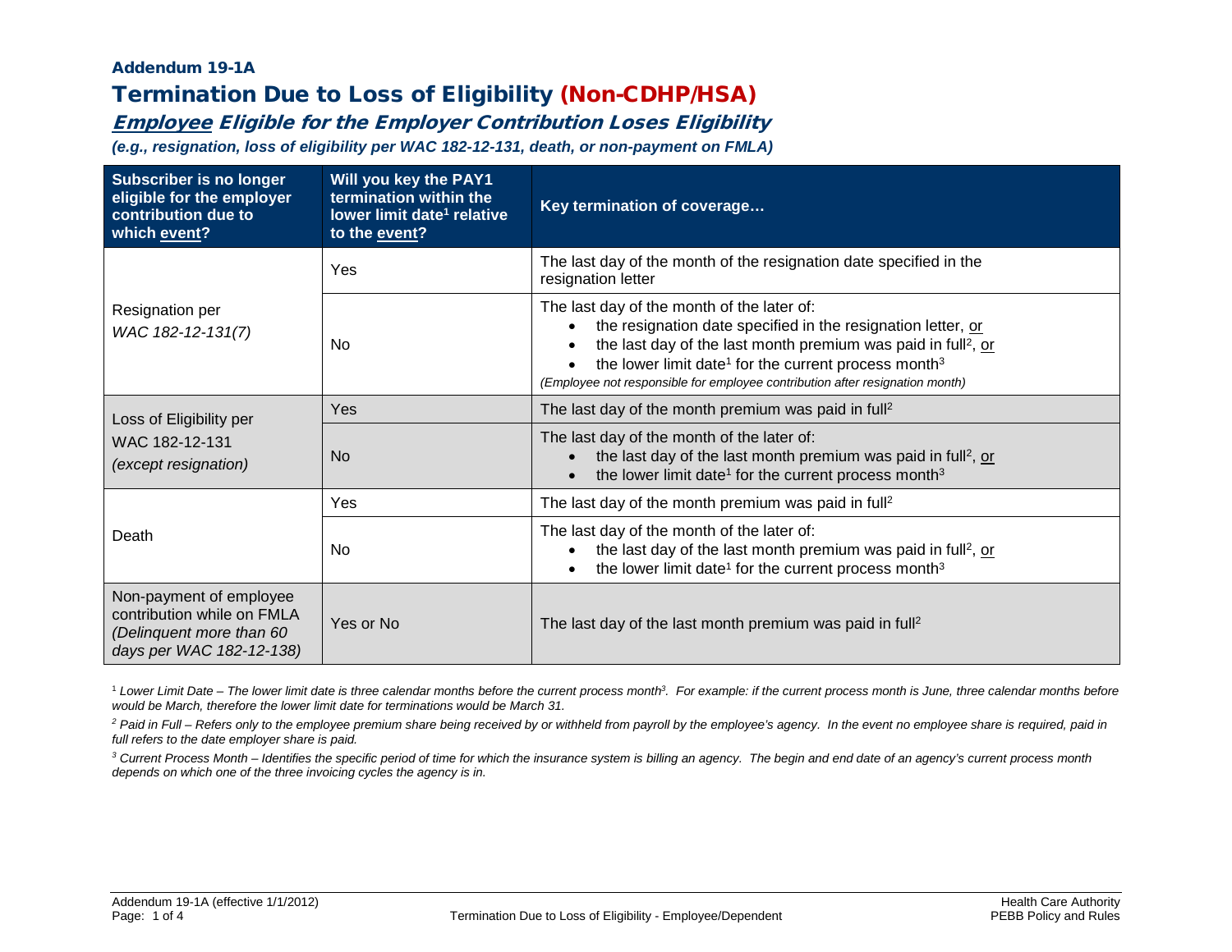### Addendum 19-1A

# Termination Due to Loss of Eligibility (Non-CDHP/HSA)

## ***Employee* Eligible for the Employer Contribution Loses Eligibility**

***(e.g., resignation, loss of eligibility per WAC 182-12-131, death, or non-payment on FMLA)***

| Subscriber is no longer eligible for the employer contribution due to which event? | Will you key the PAY1 termination within the lower limit date[1] relative to the event? | Key termination of coverage… |
|---|---|---|
| Resignation per *WAC 182-12-131(7)* | Yes | The last day of the month of the resignation date specified in the resignation letter |
| | No | The last day of the month of the later of:<br>• the resignation date specified in the resignation letter, or<br>• the last day of the last month premium was paid in full[2], or<br>• the lower limit date[1] for the current process month[3]<br>*(Employee not responsible for employee contribution after resignation month)* |
| Loss of Eligibility per WAC 182-12-131 *(except resignation)* | Yes | The last day of the month premium was paid in full[2] |
| | No | The last day of the month of the later of:<br>• the last day of the last month premium was paid in full[2], or<br>• the lower limit date[1] for the current process month[3] |
| Death | Yes | The last day of the month premium was paid in full[2] |
| | No | The last day of the month of the later of:<br>• the last day of the last month premium was paid in full[2], or<br>• the lower limit date[1] for the current process month[3] |
| Non-payment of employee contribution while on FMLA *(Delinquent more than 60 days per WAC 182-12-138)* | Yes or No | The last day of the last month premium was paid in full[2] |

[1] *Lower Limit Date – The lower limit date is three calendar months before the current process month[3]. For example: if the current process month is June, three calendar months before would be March, therefore the lower limit date for terminations would be March 31.*

[2] *Paid in Full – Refers only to the employee premium share being received by or withheld from payroll by the employee's agency. In the event no employee share is required, paid in full refers to the date employer share is paid.*

[3] *Current Process Month – Identifies the specific period of time for which the insurance system is billing an agency. The begin and end date of an agency's current process month depends on which one of the three invoicing cycles the agency is in.*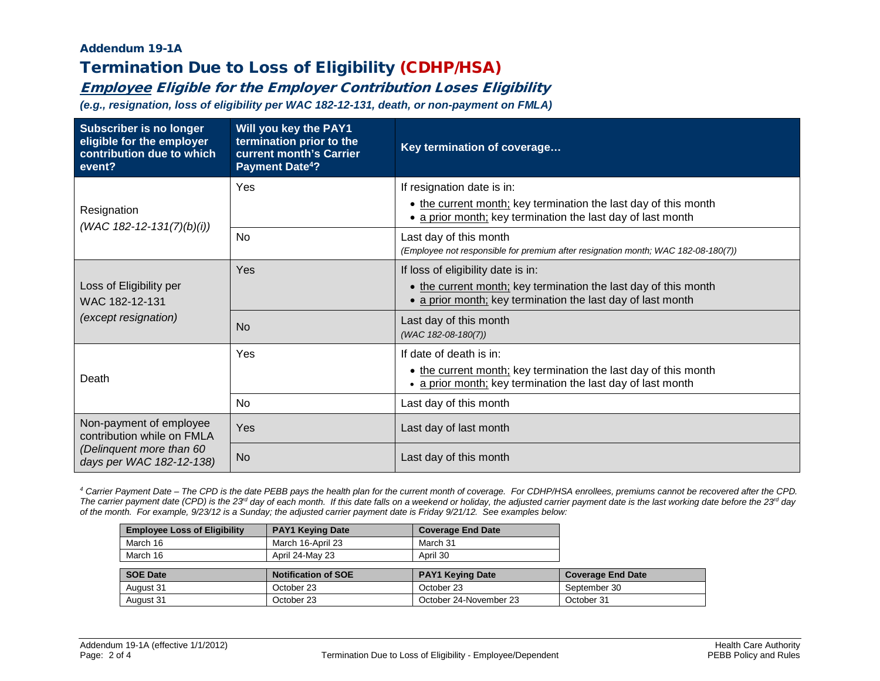**Addendum 19-1A**

# Termination Due to Loss of Eligibility (CDHP/HSA)

## *Employee Eligible for the Employer Contribution Loses Eligibility*

***(e.g., resignation, loss of eligibility per WAC 182-12-131, death, or non-payment on FMLA)***

| Subscriber is no longer eligible for the employer contribution due to which event? | Will you key the PAY1 termination prior to the current month's Carrier Payment Date[4]? | Key termination of coverage… |
|---|---|---|
| Resignation *(WAC 182-12-131(7)(b)(i))* | Yes | If resignation date is in:<br>• the current month; key termination the last day of this month<br>• a prior month; key termination the last day of last month |
| | No | Last day of this month<br>*(Employee not responsible for premium after resignation month; WAC 182-08-180(7))* |
| Loss of Eligibility per WAC 182-12-131 *(except resignation)* | Yes | If loss of eligibility date is in:<br>• the current month; key termination the last day of this month<br>• a prior month; key termination the last day of last month |
| | No | Last day of this month<br>*(WAC 182-08-180(7))* |
| Death | Yes | If date of death is in:<br>• the current month; key termination the last day of this month<br>• a prior month; key termination the last day of last month |
| | No | Last day of this month |
| Non-payment of employee contribution while on FMLA *(Delinquent more than 60 days per WAC 182-12-138)* | Yes | Last day of last month |
| | No | Last day of this month |

*[4] Carrier Payment Date – The CPD is the date PEBB pays the health plan for the current month of coverage. For CDHP/HSA enrollees, premiums cannot be recovered after the CPD. The carrier payment date (CPD) is the 23rd day of each month. If this date falls on a weekend or holiday, the adjusted carrier payment date is the last working date before the 23rd day of the month. For example, 9/23/12 is a Sunday; the adjusted carrier payment date is Friday 9/21/12. See examples below:*

| Employee Loss of Eligibility | PAY1 Keying Date | Coverage End Date |
|---|---|---|
| March 16 | March 16-April 23 | March 31 |
| March 16 | April 24-May 23 | April 30 |

| SOE Date | Notification of SOE | PAY1 Keying Date | Coverage End Date |
|---|---|---|---|
| August 31 | October 23 | October 23 | September 30 |
| August 31 | October 23 | October 24-November 23 | October 31 |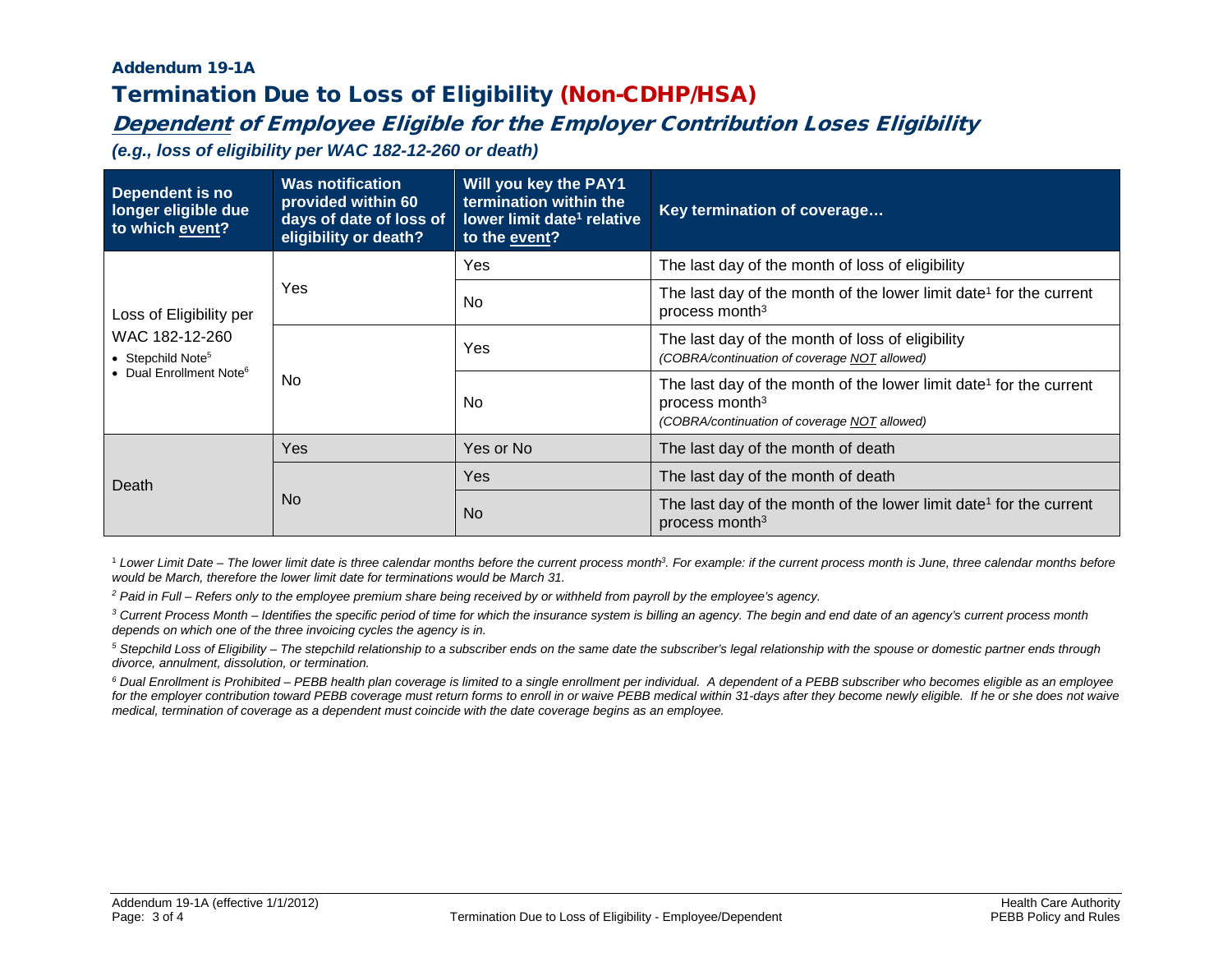**Addendum 19-1A**

# Termination Due to Loss of Eligibility (Non-CDHP/HSA)

## *Dependent of Employee Eligible for the Employer Contribution Loses Eligibility*

***(e.g., loss of eligibility per WAC 182-12-260 or death)***

| Dependent is no longer eligible due to which event? | Was notification provided within 60 days of date of loss of eligibility or death? | Will you key the PAY1 termination within the lower limit date[1] relative to the event? | Key termination of coverage… |
|---|---|---|---|
| Loss of Eligibility per WAC 182-12-260<br>• Stepchild Note[5]<br>• Dual Enrollment Note[6] | Yes | Yes | The last day of the month of loss of eligibility |
| | | No | The last day of the month of the lower limit date[1] for the current process month[3] |
| | No | Yes | The last day of the month of loss of eligibility<br>*(COBRA/continuation of coverage NOT allowed)* |
| | | No | The last day of the month of the lower limit date[1] for the current process month[3]<br>*(COBRA/continuation of coverage NOT allowed)* |
| Death | Yes | Yes or No | The last day of the month of death |
| | No | Yes | The last day of the month of death |
| | | No | The last day of the month of the lower limit date[1] for the current process month[3] |

[1] *Lower Limit Date – The lower limit date is three calendar months before the current process month[3]. For example: if the current process month is June, three calendar months before would be March, therefore the lower limit date for terminations would be March 31.*

[2] *Paid in Full – Refers only to the employee premium share being received by or withheld from payroll by the employee's agency.*

[3] *Current Process Month – Identifies the specific period of time for which the insurance system is billing an agency. The begin and end date of an agency's current process month depends on which one of the three invoicing cycles the agency is in.*

[5] *Stepchild Loss of Eligibility – The stepchild relationship to a subscriber ends on the same date the subscriber's legal relationship with the spouse or domestic partner ends through divorce, annulment, dissolution, or termination.*

[6] *Dual Enrollment is Prohibited – PEBB health plan coverage is limited to a single enrollment per individual. A dependent of a PEBB subscriber who becomes eligible as an employee for the employer contribution toward PEBB coverage must return forms to enroll in or waive PEBB medical within 31-days after they become newly eligible. If he or she does not waive medical, termination of coverage as a dependent must coincide with the date coverage begins as an employee.*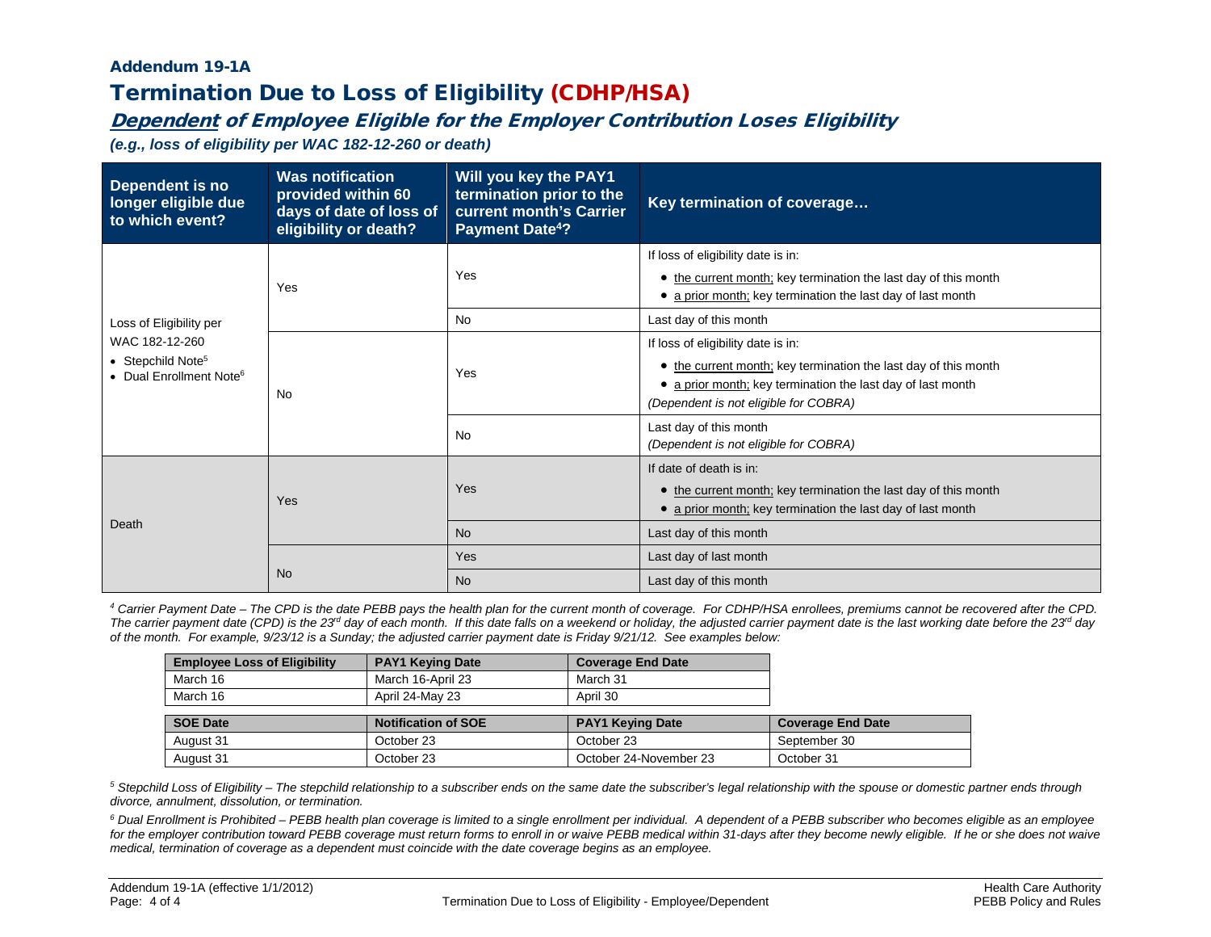**Addendum 19-1A**

# Termination Due to Loss of Eligibility (CDHP/HSA)

## *Dependent of Employee Eligible for the Employer Contribution Loses Eligibility*

***(e.g., loss of eligibility per WAC 182-12-260 or death)***

| Dependent is no longer eligible due to which event? | Was notification provided within 60 days of date of loss of eligibility or death? | Will you key the PAY1 termination prior to the current month's Carrier Payment Date[4]? | Key termination of coverage… |
|---|---|---|---|
| Loss of Eligibility per WAC 182-12-260<br>• Stepchild Note[5]<br>• Dual Enrollment Note[6] | Yes | Yes | If loss of eligibility date is in:<br>• the current month; key termination the last day of this month<br>• a prior month; key termination the last day of last month |
| | | No | Last day of this month |
| | No | Yes | If loss of eligibility date is in:<br>• the current month; key termination the last day of this month<br>• a prior month; key termination the last day of last month<br>*(Dependent is not eligible for COBRA)* |
| | | No | Last day of this month<br>*(Dependent is not eligible for COBRA)* |
| Death | Yes | Yes | If date of death is in:<br>• the current month; key termination the last day of this month<br>• a prior month; key termination the last day of last month |
| | | No | Last day of this month |
| | No | Yes | Last day of last month |
| | | No | Last day of this month |

*[4] Carrier Payment Date – The CPD is the date PEBB pays the health plan for the current month of coverage. For CDHP/HSA enrollees, premiums cannot be recovered after the CPD. The carrier payment date (CPD) is the 23rd day of each month. If this date falls on a weekend or holiday, the adjusted carrier payment date is the last working date before the 23rd day of the month. For example, 9/23/12 is a Sunday; the adjusted carrier payment date is Friday 9/21/12. See examples below:*

| Employee Loss of Eligibility | PAY1 Keying Date | Coverage End Date |
|---|---|---|
| March 16 | March 16-April 23 | March 31 |
| March 16 | April 24-May 23 | April 30 |

| SOE Date | Notification of SOE | PAY1 Keying Date | Coverage End Date |
|---|---|---|---|
| August 31 | October 23 | October 23 | September 30 |
| August 31 | October 23 | October 24-November 23 | October 31 |

*[5] Stepchild Loss of Eligibility – The stepchild relationship to a subscriber ends on the same date the subscriber's legal relationship with the spouse or domestic partner ends through divorce, annulment, dissolution, or termination.*

*[6] Dual Enrollment is Prohibited – PEBB health plan coverage is limited to a single enrollment per individual. A dependent of a PEBB subscriber who becomes eligible as an employee for the employer contribution toward PEBB coverage must return forms to enroll in or waive PEBB medical within 31-days after they become newly eligible. If he or she does not waive medical, termination of coverage as a dependent must coincide with the date coverage begins as an employee.*